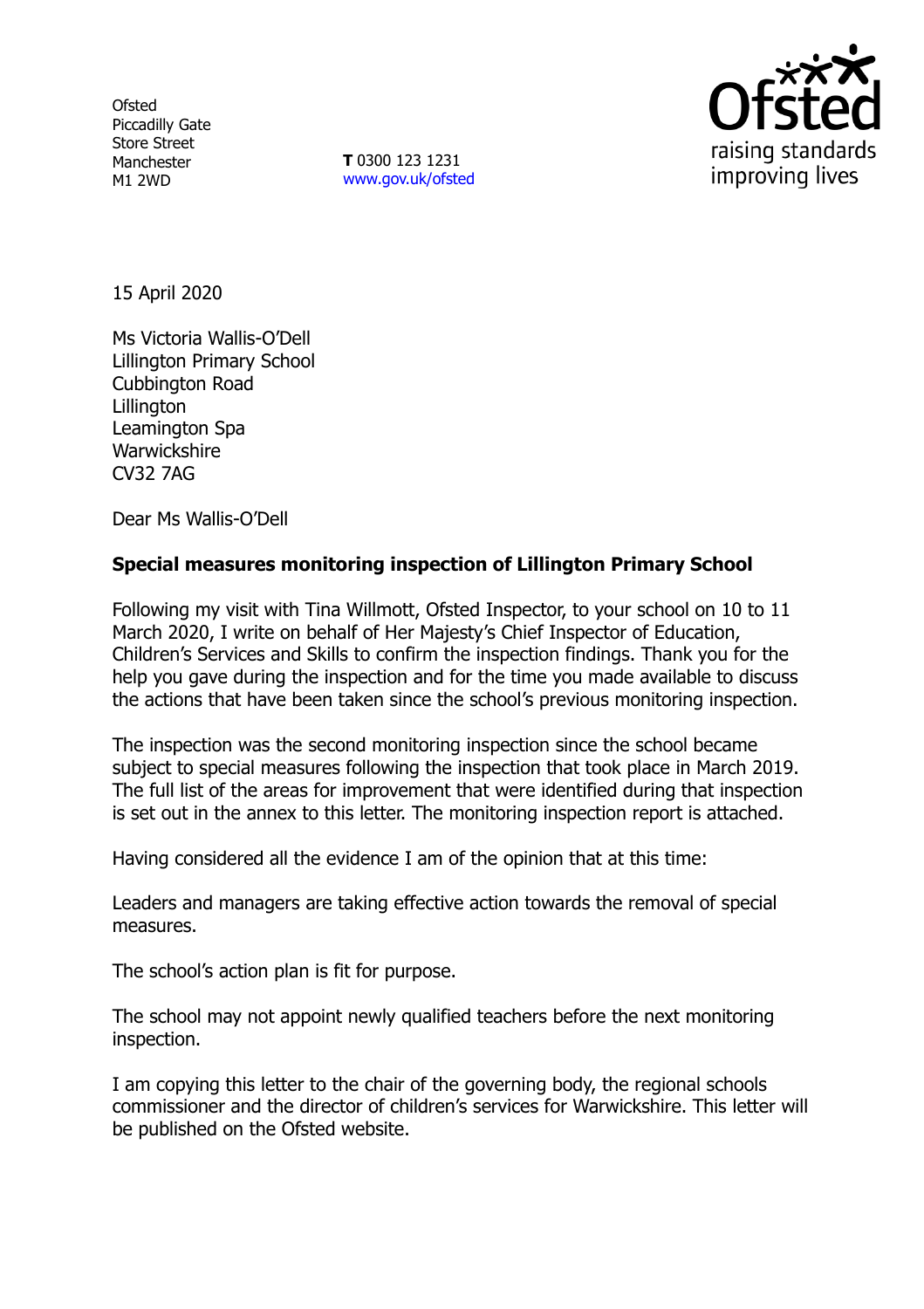Ofsted
Piccadilly Gate
Store Street
Manchester
M1 2WD

**T** 0300 123 1231
www.gov.uk/ofsted

15 April 2020

Ms Victoria Wallis-O'Dell
Lillington Primary School
Cubbington Road
Lillington
Leamington Spa
Warwickshire
CV32 7AG

Dear Ms Wallis-O'Dell

**Special measures monitoring inspection of Lillington Primary School**

Following my visit with Tina Willmott, Ofsted Inspector, to your school on 10 to 11 March 2020, I write on behalf of Her Majesty's Chief Inspector of Education, Children's Services and Skills to confirm the inspection findings. Thank you for the help you gave during the inspection and for the time you made available to discuss the actions that have been taken since the school's previous monitoring inspection.

The inspection was the second monitoring inspection since the school became subject to special measures following the inspection that took place in March 2019. The full list of the areas for improvement that were identified during that inspection is set out in the annex to this letter. The monitoring inspection report is attached.

Having considered all the evidence I am of the opinion that at this time:

Leaders and managers are taking effective action towards the removal of special measures.

The school's action plan is fit for purpose.

The school may not appoint newly qualified teachers before the next monitoring inspection.

I am copying this letter to the chair of the governing body, the regional schools commissioner and the director of children's services for Warwickshire. This letter will be published on the Ofsted website.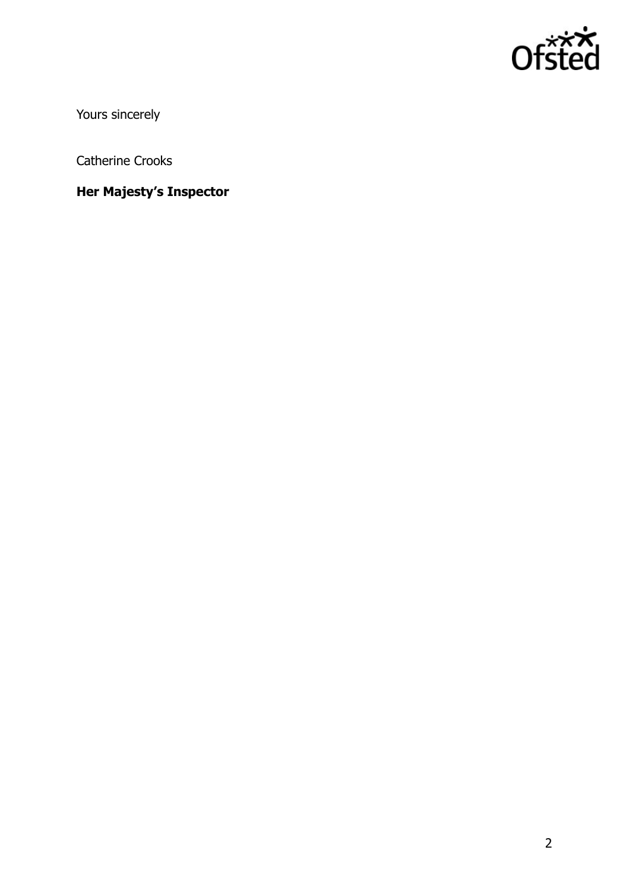Yours sincerely

Catherine Crooks

**Her Majesty's Inspector**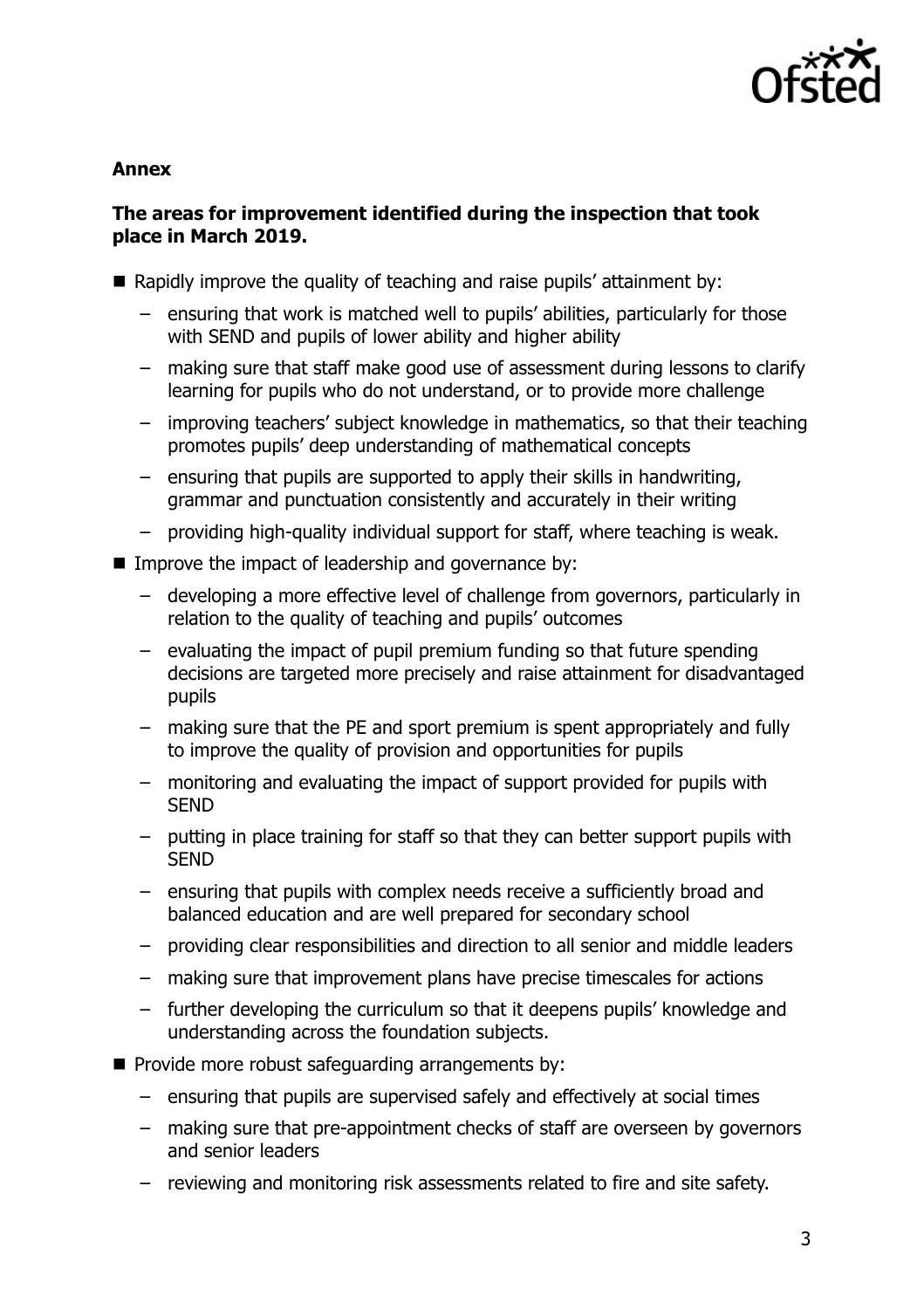## Annex

### The areas for improvement identified during the inspection that took place in March 2019.

- Rapidly improve the quality of teaching and raise pupils' attainment by:
  - ensuring that work is matched well to pupils' abilities, particularly for those with SEND and pupils of lower ability and higher ability
  - making sure that staff make good use of assessment during lessons to clarify learning for pupils who do not understand, or to provide more challenge
  - improving teachers' subject knowledge in mathematics, so that their teaching promotes pupils' deep understanding of mathematical concepts
  - ensuring that pupils are supported to apply their skills in handwriting, grammar and punctuation consistently and accurately in their writing
  - providing high-quality individual support for staff, where teaching is weak.
- Improve the impact of leadership and governance by:
  - developing a more effective level of challenge from governors, particularly in relation to the quality of teaching and pupils' outcomes
  - evaluating the impact of pupil premium funding so that future spending decisions are targeted more precisely and raise attainment for disadvantaged pupils
  - making sure that the PE and sport premium is spent appropriately and fully to improve the quality of provision and opportunities for pupils
  - monitoring and evaluating the impact of support provided for pupils with SEND
  - putting in place training for staff so that they can better support pupils with SEND
  - ensuring that pupils with complex needs receive a sufficiently broad and balanced education and are well prepared for secondary school
  - providing clear responsibilities and direction to all senior and middle leaders
  - making sure that improvement plans have precise timescales for actions
  - further developing the curriculum so that it deepens pupils' knowledge and understanding across the foundation subjects.
- Provide more robust safeguarding arrangements by:
  - ensuring that pupils are supervised safely and effectively at social times
  - making sure that pre-appointment checks of staff are overseen by governors and senior leaders
  - reviewing and monitoring risk assessments related to fire and site safety.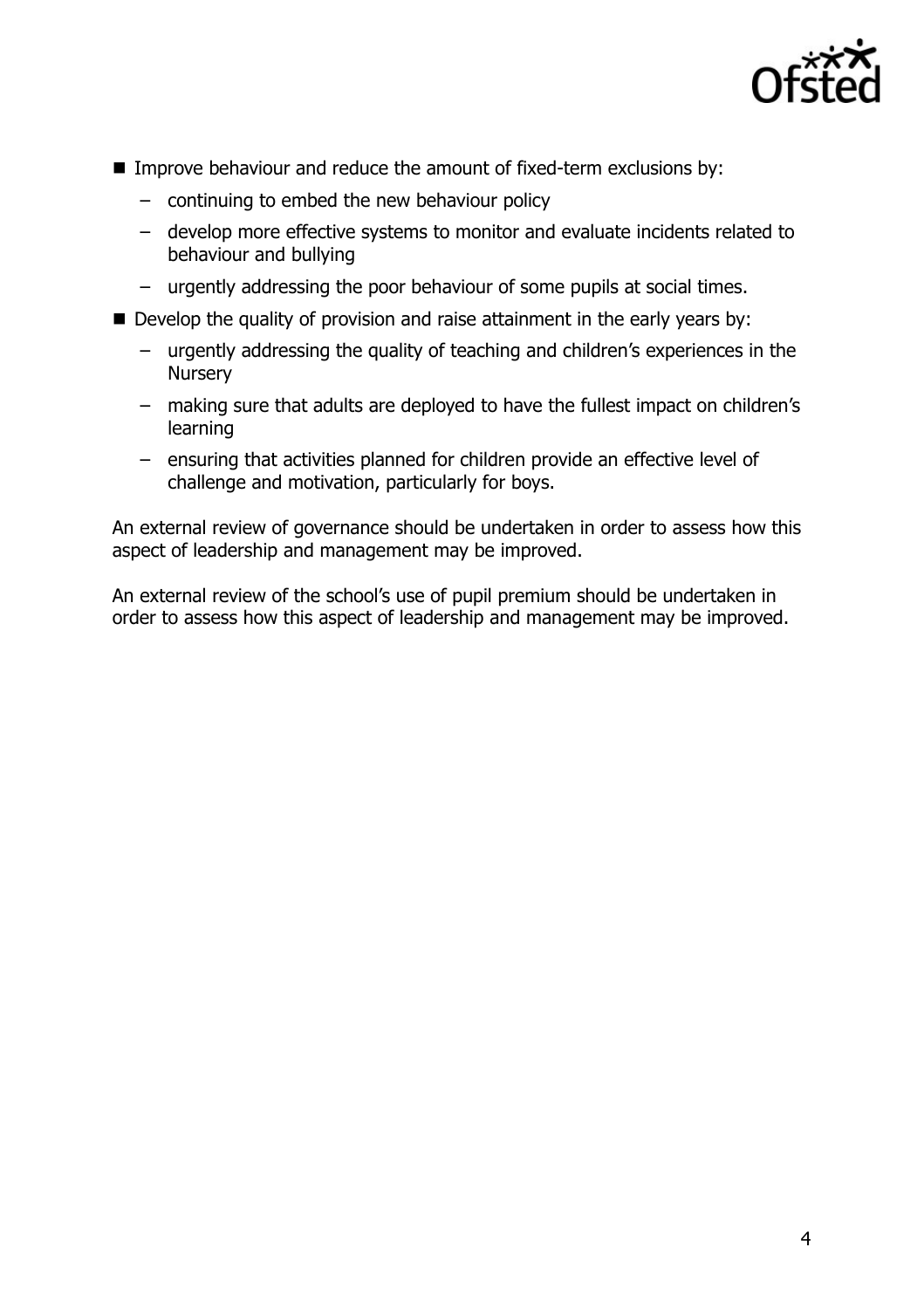- Improve behaviour and reduce the amount of fixed-term exclusions by:
  - continuing to embed the new behaviour policy
  - develop more effective systems to monitor and evaluate incidents related to behaviour and bullying
  - urgently addressing the poor behaviour of some pupils at social times.
- Develop the quality of provision and raise attainment in the early years by:
  - urgently addressing the quality of teaching and children's experiences in the Nursery
  - making sure that adults are deployed to have the fullest impact on children's learning
  - ensuring that activities planned for children provide an effective level of challenge and motivation, particularly for boys.

An external review of governance should be undertaken in order to assess how this aspect of leadership and management may be improved.

An external review of the school's use of pupil premium should be undertaken in order to assess how this aspect of leadership and management may be improved.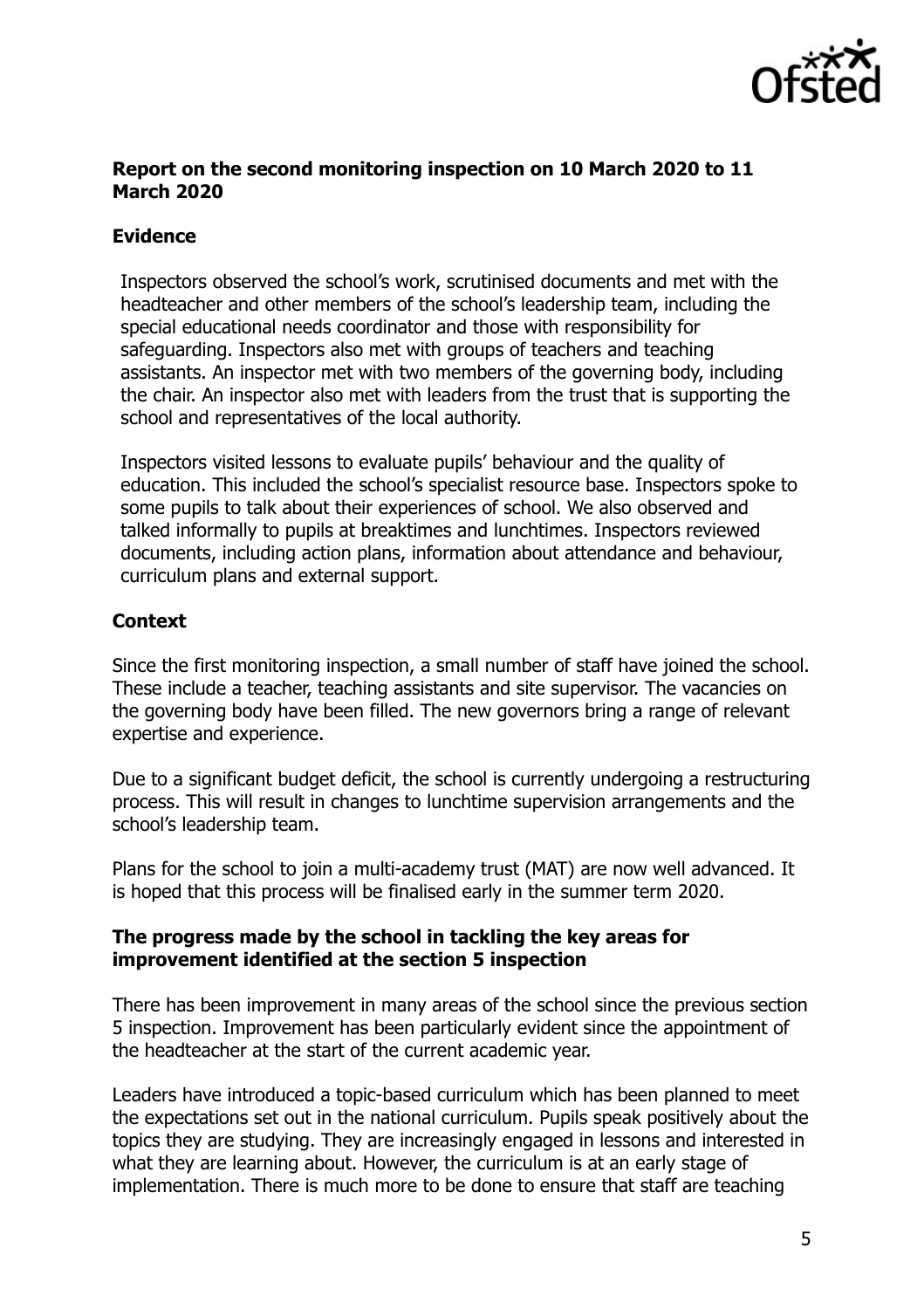**Report on the second monitoring inspection on 10 March 2020 to 11 March 2020**

**Evidence**

Inspectors observed the school's work, scrutinised documents and met with the headteacher and other members of the school's leadership team, including the special educational needs coordinator and those with responsibility for safeguarding. Inspectors also met with groups of teachers and teaching assistants. An inspector met with two members of the governing body, including the chair. An inspector also met with leaders from the trust that is supporting the school and representatives of the local authority.

Inspectors visited lessons to evaluate pupils' behaviour and the quality of education. This included the school's specialist resource base. Inspectors spoke to some pupils to talk about their experiences of school. We also observed and talked informally to pupils at breaktimes and lunchtimes. Inspectors reviewed documents, including action plans, information about attendance and behaviour, curriculum plans and external support.

**Context**

Since the first monitoring inspection, a small number of staff have joined the school. These include a teacher, teaching assistants and site supervisor. The vacancies on the governing body have been filled. The new governors bring a range of relevant expertise and experience.

Due to a significant budget deficit, the school is currently undergoing a restructuring process. This will result in changes to lunchtime supervision arrangements and the school's leadership team.

Plans for the school to join a multi-academy trust (MAT) are now well advanced. It is hoped that this process will be finalised early in the summer term 2020.

**The progress made by the school in tackling the key areas for improvement identified at the section 5 inspection**

There has been improvement in many areas of the school since the previous section 5 inspection. Improvement has been particularly evident since the appointment of the headteacher at the start of the current academic year.

Leaders have introduced a topic-based curriculum which has been planned to meet the expectations set out in the national curriculum. Pupils speak positively about the topics they are studying. They are increasingly engaged in lessons and interested in what they are learning about. However, the curriculum is at an early stage of implementation. There is much more to be done to ensure that staff are teaching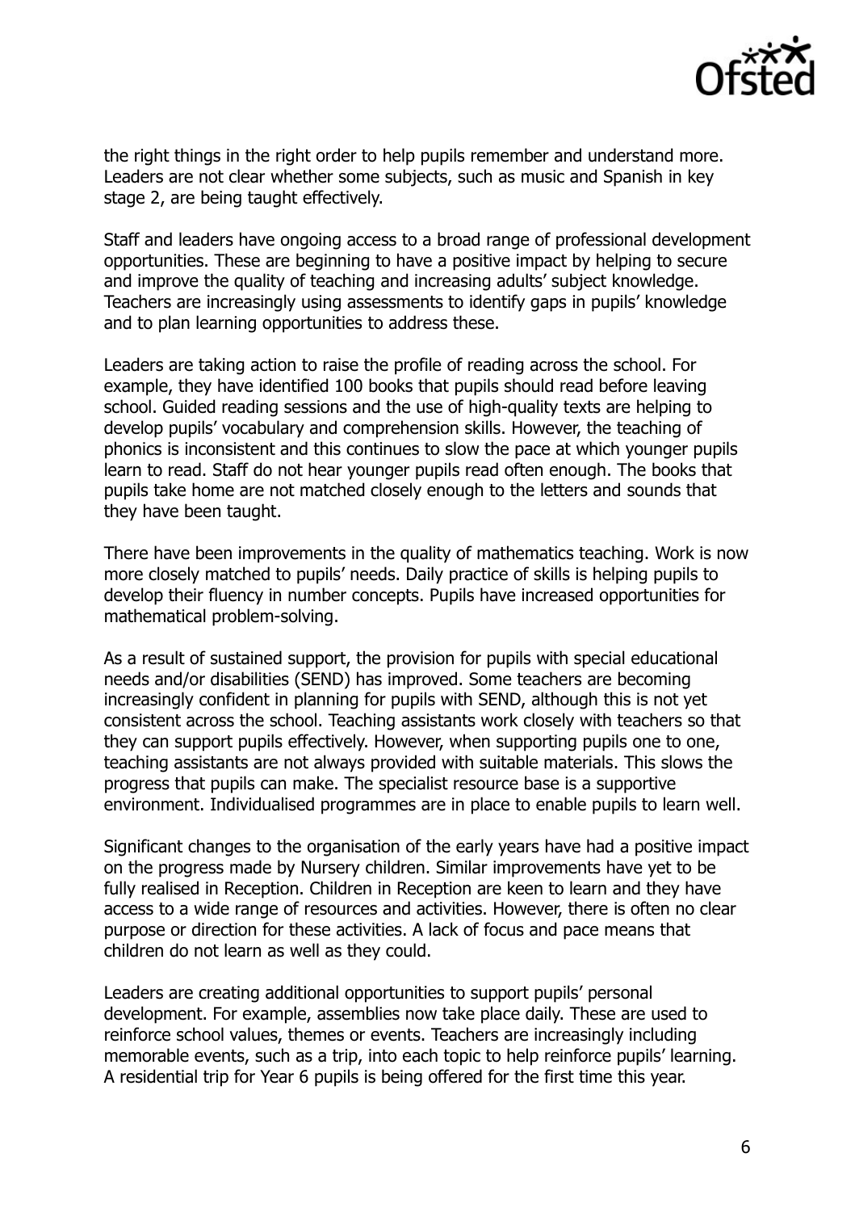the right things in the right order to help pupils remember and understand more. Leaders are not clear whether some subjects, such as music and Spanish in key stage 2, are being taught effectively.

Staff and leaders have ongoing access to a broad range of professional development opportunities. These are beginning to have a positive impact by helping to secure and improve the quality of teaching and increasing adults' subject knowledge. Teachers are increasingly using assessments to identify gaps in pupils' knowledge and to plan learning opportunities to address these.

Leaders are taking action to raise the profile of reading across the school. For example, they have identified 100 books that pupils should read before leaving school. Guided reading sessions and the use of high-quality texts are helping to develop pupils' vocabulary and comprehension skills. However, the teaching of phonics is inconsistent and this continues to slow the pace at which younger pupils learn to read. Staff do not hear younger pupils read often enough. The books that pupils take home are not matched closely enough to the letters and sounds that they have been taught.

There have been improvements in the quality of mathematics teaching. Work is now more closely matched to pupils' needs. Daily practice of skills is helping pupils to develop their fluency in number concepts. Pupils have increased opportunities for mathematical problem-solving.

As a result of sustained support, the provision for pupils with special educational needs and/or disabilities (SEND) has improved. Some teachers are becoming increasingly confident in planning for pupils with SEND, although this is not yet consistent across the school. Teaching assistants work closely with teachers so that they can support pupils effectively. However, when supporting pupils one to one, teaching assistants are not always provided with suitable materials. This slows the progress that pupils can make. The specialist resource base is a supportive environment. Individualised programmes are in place to enable pupils to learn well.

Significant changes to the organisation of the early years have had a positive impact on the progress made by Nursery children. Similar improvements have yet to be fully realised in Reception. Children in Reception are keen to learn and they have access to a wide range of resources and activities. However, there is often no clear purpose or direction for these activities. A lack of focus and pace means that children do not learn as well as they could.

Leaders are creating additional opportunities to support pupils' personal development. For example, assemblies now take place daily. These are used to reinforce school values, themes or events. Teachers are increasingly including memorable events, such as a trip, into each topic to help reinforce pupils' learning. A residential trip for Year 6 pupils is being offered for the first time this year.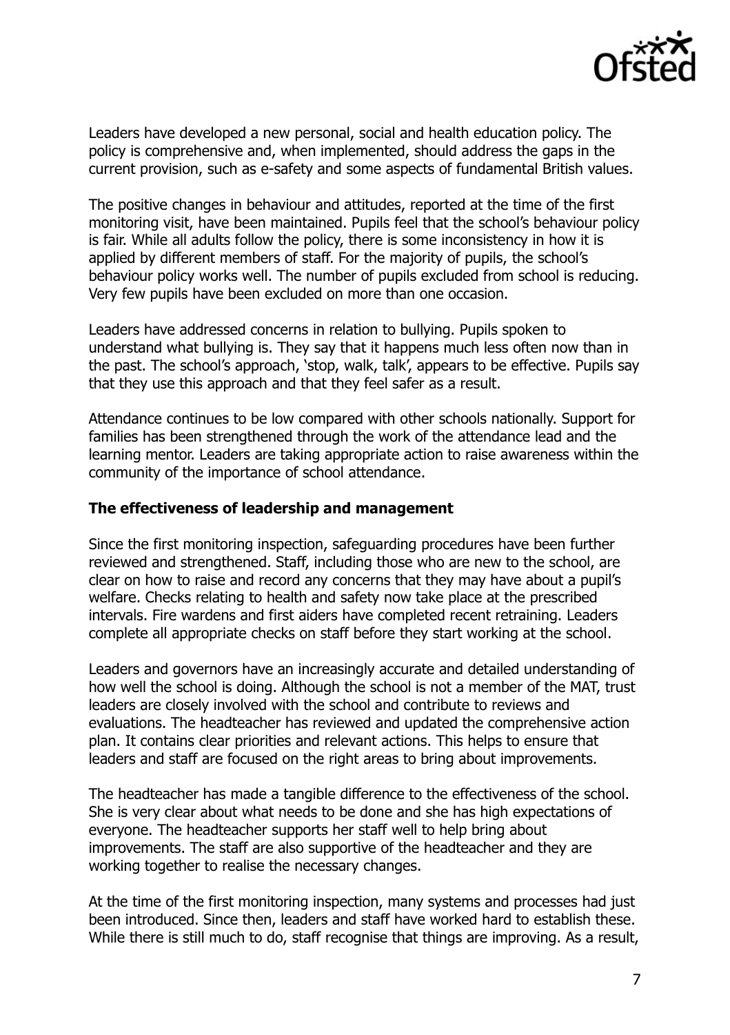Leaders have developed a new personal, social and health education policy. The policy is comprehensive and, when implemented, should address the gaps in the current provision, such as e-safety and some aspects of fundamental British values.

The positive changes in behaviour and attitudes, reported at the time of the first monitoring visit, have been maintained. Pupils feel that the school's behaviour policy is fair. While all adults follow the policy, there is some inconsistency in how it is applied by different members of staff. For the majority of pupils, the school's behaviour policy works well. The number of pupils excluded from school is reducing. Very few pupils have been excluded on more than one occasion.

Leaders have addressed concerns in relation to bullying. Pupils spoken to understand what bullying is. They say that it happens much less often now than in the past. The school's approach, 'stop, walk, talk', appears to be effective. Pupils say that they use this approach and that they feel safer as a result.

Attendance continues to be low compared with other schools nationally. Support for families has been strengthened through the work of the attendance lead and the learning mentor. Leaders are taking appropriate action to raise awareness within the community of the importance of school attendance.

**The effectiveness of leadership and management**

Since the first monitoring inspection, safeguarding procedures have been further reviewed and strengthened. Staff, including those who are new to the school, are clear on how to raise and record any concerns that they may have about a pupil's welfare. Checks relating to health and safety now take place at the prescribed intervals. Fire wardens and first aiders have completed recent retraining. Leaders complete all appropriate checks on staff before they start working at the school.

Leaders and governors have an increasingly accurate and detailed understanding of how well the school is doing. Although the school is not a member of the MAT, trust leaders are closely involved with the school and contribute to reviews and evaluations. The headteacher has reviewed and updated the comprehensive action plan. It contains clear priorities and relevant actions. This helps to ensure that leaders and staff are focused on the right areas to bring about improvements.

The headteacher has made a tangible difference to the effectiveness of the school. She is very clear about what needs to be done and she has high expectations of everyone. The headteacher supports her staff well to help bring about improvements. The staff are also supportive of the headteacher and they are working together to realise the necessary changes.

At the time of the first monitoring inspection, many systems and processes had just been introduced. Since then, leaders and staff have worked hard to establish these. While there is still much to do, staff recognise that things are improving. As a result,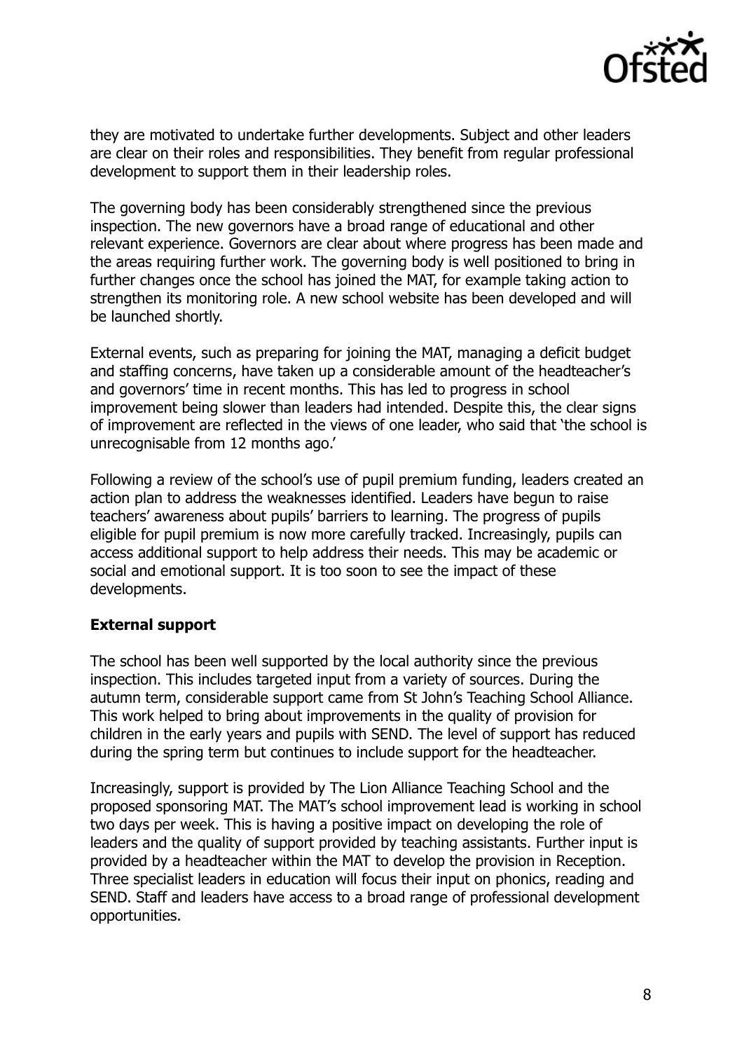they are motivated to undertake further developments. Subject and other leaders are clear on their roles and responsibilities. They benefit from regular professional development to support them in their leadership roles.

The governing body has been considerably strengthened since the previous inspection. The new governors have a broad range of educational and other relevant experience. Governors are clear about where progress has been made and the areas requiring further work. The governing body is well positioned to bring in further changes once the school has joined the MAT, for example taking action to strengthen its monitoring role. A new school website has been developed and will be launched shortly.

External events, such as preparing for joining the MAT, managing a deficit budget and staffing concerns, have taken up a considerable amount of the headteacher's and governors' time in recent months. This has led to progress in school improvement being slower than leaders had intended. Despite this, the clear signs of improvement are reflected in the views of one leader, who said that 'the school is unrecognisable from 12 months ago.'

Following a review of the school's use of pupil premium funding, leaders created an action plan to address the weaknesses identified. Leaders have begun to raise teachers' awareness about pupils' barriers to learning. The progress of pupils eligible for pupil premium is now more carefully tracked. Increasingly, pupils can access additional support to help address their needs. This may be academic or social and emotional support. It is too soon to see the impact of these developments.

**External support**

The school has been well supported by the local authority since the previous inspection. This includes targeted input from a variety of sources. During the autumn term, considerable support came from St John's Teaching School Alliance. This work helped to bring about improvements in the quality of provision for children in the early years and pupils with SEND. The level of support has reduced during the spring term but continues to include support for the headteacher.

Increasingly, support is provided by The Lion Alliance Teaching School and the proposed sponsoring MAT. The MAT's school improvement lead is working in school two days per week. This is having a positive impact on developing the role of leaders and the quality of support provided by teaching assistants. Further input is provided by a headteacher within the MAT to develop the provision in Reception. Three specialist leaders in education will focus their input on phonics, reading and SEND. Staff and leaders have access to a broad range of professional development opportunities.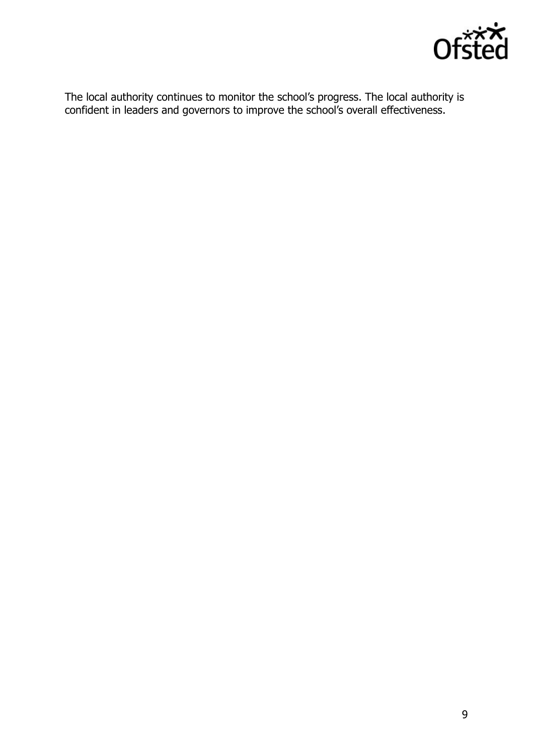The local authority continues to monitor the school's progress. The local authority is confident in leaders and governors to improve the school's overall effectiveness.